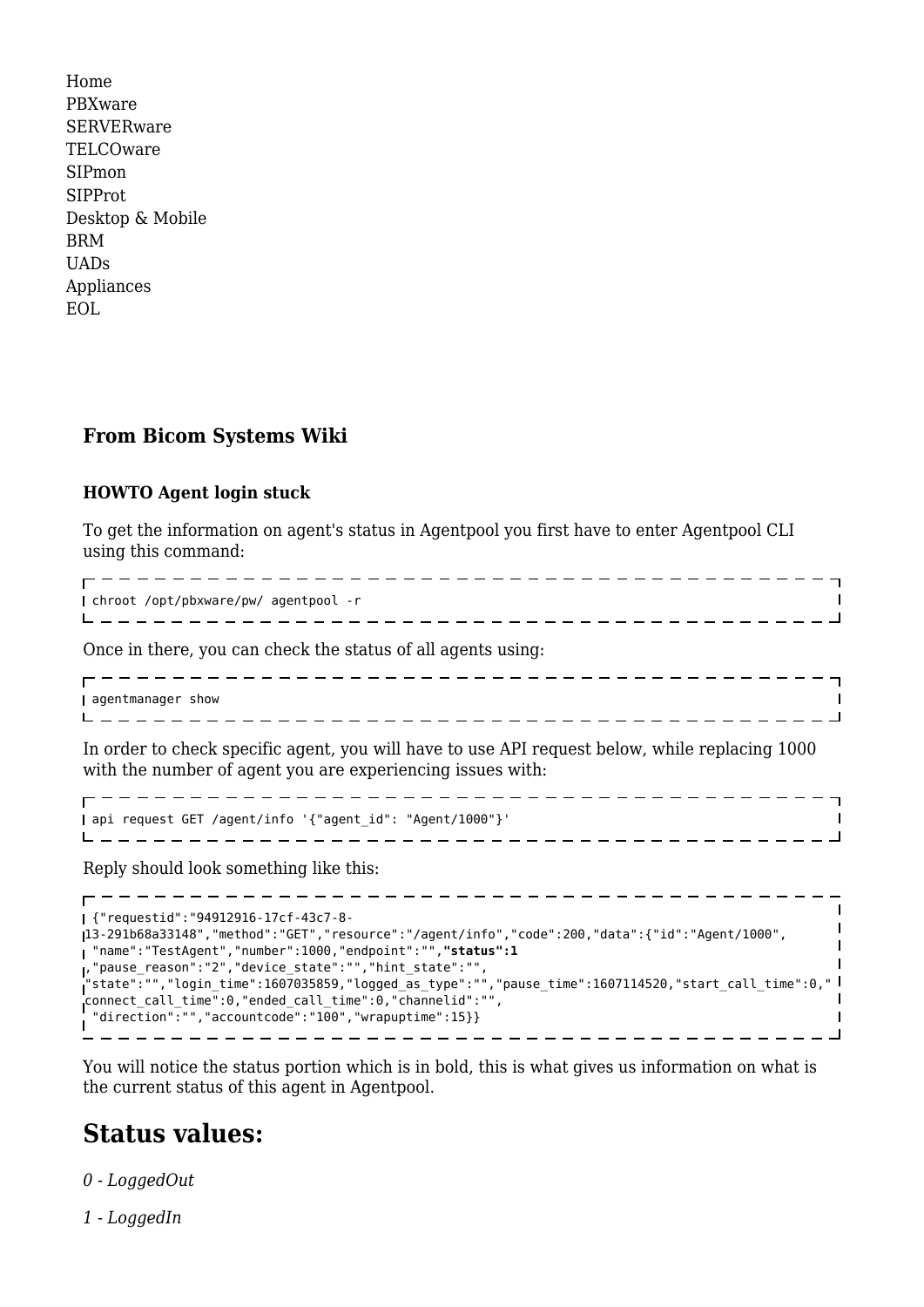Home
PBXware
SERVERware
TELCOware
SIPmon
SIPProt
Desktop & Mobile
BRM
UADs
Appliances
EOL

**From Bicom Systems Wiki**

**HOWTO Agent login stuck**

To get the information on agent's status in Agentpool you first have to enter Agentpool CLI using this command:

```
chroot /opt/pbxware/pw/ agentpool -r
```

Once in there, you can check the status of all agents using:

```
agentmanager show
```

In order to check specific agent, you will have to use API request below, while replacing 1000 with the number of agent you are experiencing issues with:

```
api request GET /agent/info '{"agent_id": "Agent/1000"}'
```

Reply should look something like this:

```
{"requestid":"94912916-17cf-43c7-8-
13-291b68a33148","method":"GET","resource":"/agent/info","code":200,"data":{"id":"Agent/1000",
"name":"TestAgent","number":1000,"endpoint":"","status":1
,"pause_reason":"2","device_state":"","hint_state":"",
"state":"","login_time":1607035859,"logged_as_type":"","pause_time":1607114520,"start_call_time":0,"
connect_call_time":0,"ended_call_time":0,"channelid":"",
"direction":"","accountcode":"100","wrapuptime":15}}
```

You will notice the status portion which is in bold, this is what gives us information on what is the current status of this agent in Agentpool.

## Status values:

*0 - LoggedOut*

*1 - LoggedIn*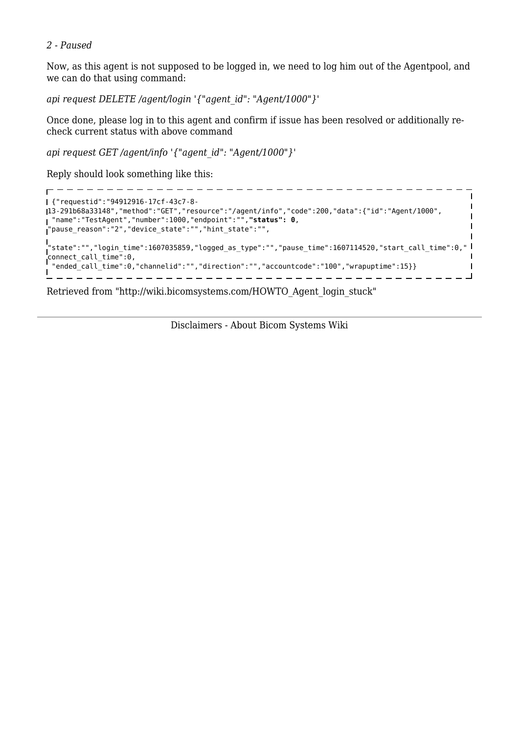*2 - Paused*

Now, as this agent is not supposed to be logged in, we need to log him out of the Agentpool, and we can do that using command:

*api request DELETE /agent/login '{"agent_id": "Agent/1000"}'*

Once done, please log in to this agent and confirm if issue has been resolved or additionally re-check current status with above command

*api request GET /agent/info '{"agent_id": "Agent/1000"}'*

Reply should look something like this:

```
{"requestid":"94912916-17cf-43c7-8-
13-291b68a33148","method":"GET","resource":"/agent/info","code":200,"data":{"id":"Agent/1000",
 "name":"TestAgent","number":1000,"endpoint":"","status": 0,
"pause_reason":"2","device_state":"","hint_state":"",

"state":"","login_time":1607035859,"logged_as_type":"","pause_time":1607114520,"start_call_time":0,"
connect_call_time":0,
 "ended_call_time":0,"channelid":"","direction":"","accountcode":"100","wrapuptime":15}}
```

Retrieved from "http://wiki.bicomsystems.com/HOWTO_Agent_login_stuck"

Disclaimers - About Bicom Systems Wiki